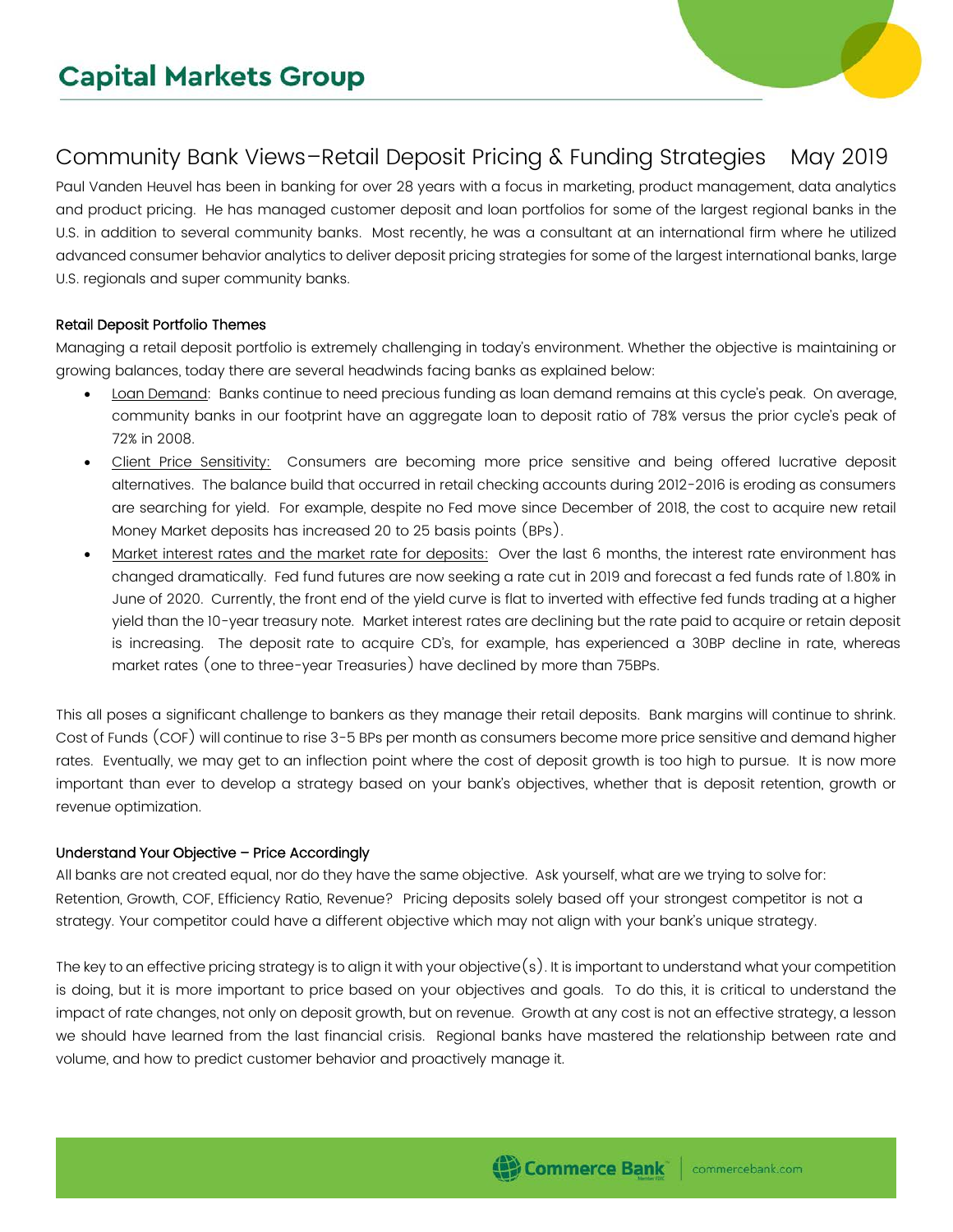# Capital Markets Group

## Community Bank Views–Retail Deposit Pricing & Funding Strategies May 2019

Paul Vanden Heuvel has been in banking for over 28 years with a focus in marketing, product management, data analytics and product pricing. He has managed customer deposit and loan portfolios for some of the largest regional banks in the U.S. in addition to several community banks. Most recently, he was a consultant at an international firm where he utilized advanced consumer behavior analytics to deliver deposit pricing strategies for some of the largest international banks, large U.S. regionals and super community banks.

### Retail Deposit Portfolio Themes

Managing a retail deposit portfolio is extremely challenging in today's environment. Whether the objective is maintaining or growing balances, today there are several headwinds facing banks as explained below:

- Loan Demand: Banks continue to need precious funding as loan demand remains at this cycle's peak. On average, community banks in our footprint have an aggregate loan to deposit ratio of 78% versus the prior cycle's peak of 72% in 2008.
- Client Price Sensitivity: Consumers are becoming more price sensitive and being offered lucrative deposit alternatives. The balance build that occurred in retail checking accounts during 2012-2016 is eroding as consumers are searching for yield. For example, despite no Fed move since December of 2018, the cost to acquire new retail Money Market deposits has increased 20 to 25 basis points (BPs).
- Market interest rates and the market rate for deposits: Over the last 6 months, the interest rate environment has changed dramatically. Fed fund futures are now seeking a rate cut in 2019 and forecast a fed funds rate of 1.80% in June of 2020. Currently, the front end of the yield curve is flat to inverted with effective fed funds trading at a higher yield than the 10-year treasury note. Market interest rates are declining but the rate paid to acquire or retain deposit is increasing. The deposit rate to acquire CD's, for example, has experienced a 30BP decline in rate, whereas market rates (one to three-year Treasuries) have declined by more than 75BPs.

This all poses a significant challenge to bankers as they manage their retail deposits. Bank margins will continue to shrink. Cost of Funds (COF) will continue to rise 3-5 BPs per month as consumers become more price sensitive and demand higher rates. Eventually, we may get to an inflection point where the cost of deposit growth is too high to pursue. It is now more important than ever to develop a strategy based on your bank's objectives, whether that is deposit retention, growth or revenue optimization.

### Understand Your Objective – Price Accordingly

All banks are not created equal, nor do they have the same objective. Ask yourself, what are we trying to solve for: Retention, Growth, COF, Efficiency Ratio, Revenue? Pricing deposits solely based off your strongest competitor is not a strategy. Your competitor could have a different objective which may not align with your bank's unique strategy.

The key to an effective pricing strategy is to align it with your objective(s). It is important to understand what your competition is doing, but it is more important to price based on your objectives and goals. To do this, it is critical to understand the impact of rate changes, not only on deposit growth, but on revenue. Growth at any cost is not an effective strategy, a lesson we should have learned from the last financial crisis. Regional banks have mastered the relationship between rate and volume, and how to predict customer behavior and proactively manage it.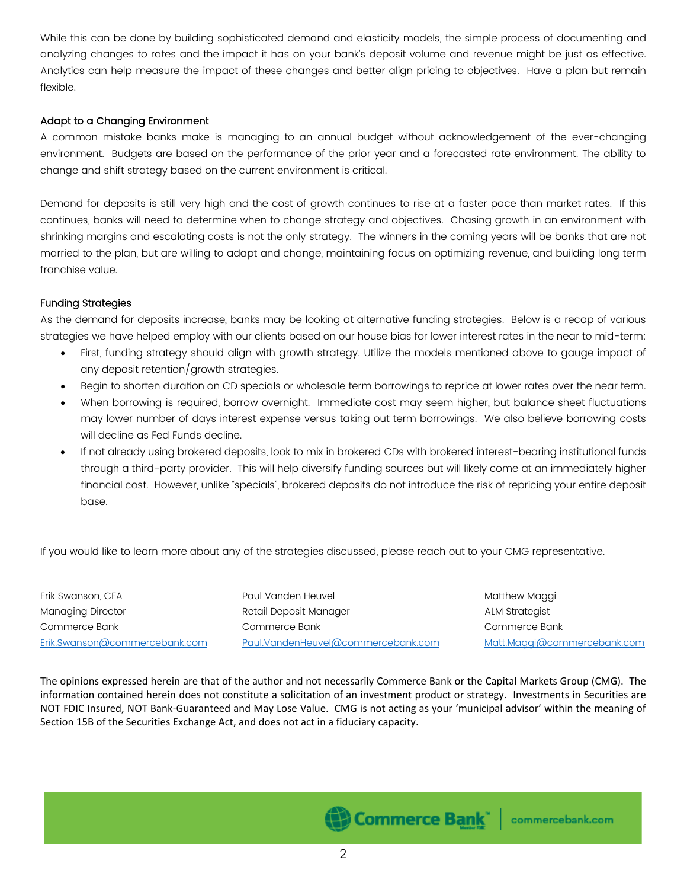While this can be done by building sophisticated demand and elasticity models, the simple process of documenting and analyzing changes to rates and the impact it has on your bank's deposit volume and revenue might be just as effective. Analytics can help measure the impact of these changes and better align pricing to objectives. Have a plan but remain flexible.

### Adapt to a Changing Environment

A common mistake banks make is managing to an annual budget without acknowledgement of the ever-changing environment. Budgets are based on the performance of the prior year and a forecasted rate environment. The ability to change and shift strategy based on the current environment is critical.

Demand for deposits is still very high and the cost of growth continues to rise at a faster pace than market rates. If this continues, banks will need to determine when to change strategy and objectives. Chasing growth in an environment with shrinking margins and escalating costs is not the only strategy. The winners in the coming years will be banks that are not married to the plan, but are willing to adapt and change, maintaining focus on optimizing revenue, and building long term franchise value.

### Funding Strategies

As the demand for deposits increase, banks may be looking at alternative funding strategies. Below is a recap of various strategies we have helped employ with our clients based on our house bias for lower interest rates in the near to mid-term:

- First, funding strategy should align with growth strategy. Utilize the models mentioned above to gauge impact of any deposit retention/growth strategies.
- Begin to shorten duration on CD specials or wholesale term borrowings to reprice at lower rates over the near term.
- When borrowing is required, borrow overnight. Immediate cost may seem higher, but balance sheet fluctuations may lower number of days interest expense versus taking out term borrowings. We also believe borrowing costs will decline as Fed Funds decline.
- If not already using brokered deposits, look to mix in brokered CDs with brokered interest-bearing institutional funds through a third-party provider. This will help diversify funding sources but will likely come at an immediately higher financial cost. However, unlike "specials", brokered deposits do not introduce the risk of repricing your entire deposit base.

If you would like to learn more about any of the strategies discussed, please reach out to your CMG representative.

Erik Swanson, CFA
Managing Director
Commerce Bank
Erik.Swanson@commercebank.com

Paul Vanden Heuvel
Retail Deposit Manager
Commerce Bank
Paul.VandenHeuvel@commercebank.com

Matthew Maggi
ALM Strategist
Commerce Bank
Matt.Maggi@commercebank.com

The opinions expressed herein are that of the author and not necessarily Commerce Bank or the Capital Markets Group (CMG). The information contained herein does not constitute a solicitation of an investment product or strategy. Investments in Securities are NOT FDIC Insured, NOT Bank-Guaranteed and May Lose Value. CMG is not acting as your 'municipal advisor' within the meaning of Section 15B of the Securities Exchange Act, and does not act in a fiduciary capacity.

Commerce Bank | commercebank.com